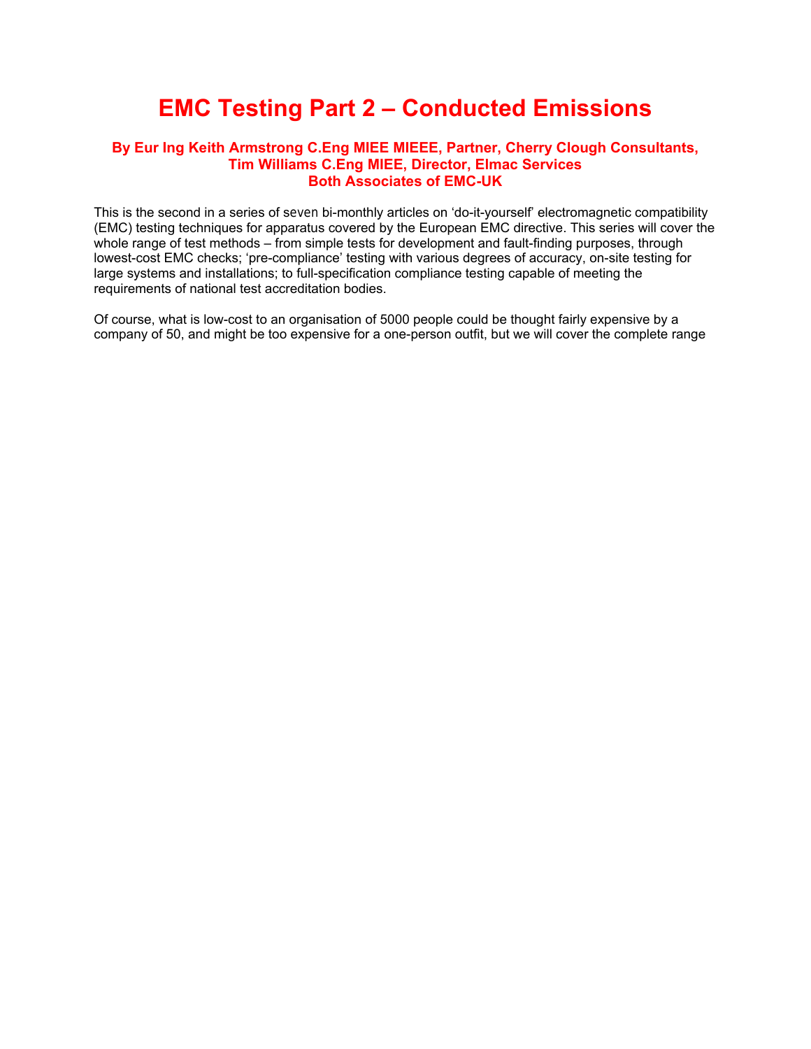# EMC Testing Part 2 – Conducted Emissions

**By Eur Ing Keith Armstrong C.Eng MIEE MIEEE, Partner, Cherry Clough Consultants, Tim Williams C.Eng MIEE, Director, Elmac Services Both Associates of EMC-UK**

This is the second in a series of seven bi-monthly articles on 'do-it-yourself' electromagnetic compatibility (EMC) testing techniques for apparatus covered by the European EMC directive. This series will cover the whole range of test methods – from simple tests for development and fault-finding purposes, through lowest-cost EMC checks; 'pre-compliance' testing with various degrees of accuracy, on-site testing for large systems and installations; to full-specification compliance testing capable of meeting the requirements of national test accreditation bodies.

Of course, what is low-cost to an organisation of 5000 people could be thought fairly expensive by a company of 50, and might be too expensive for a one-person outfit, but we will cover the complete range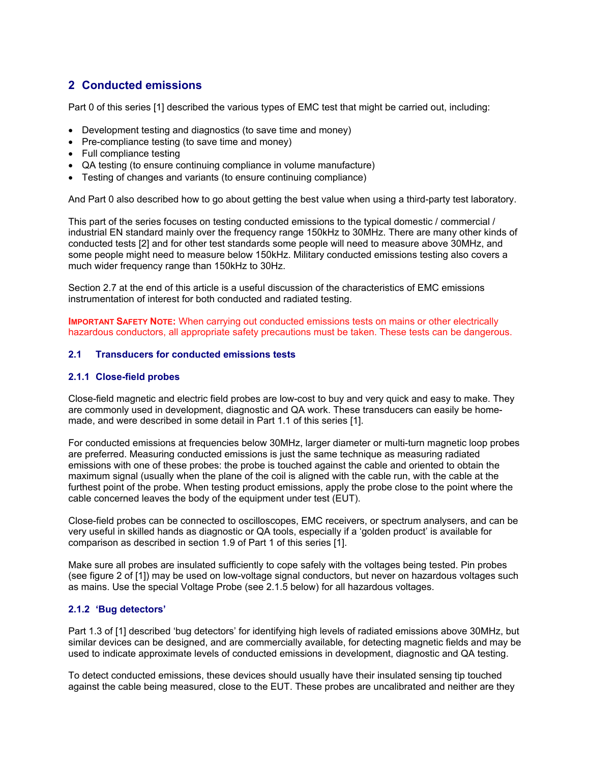## 2 Conducted emissions

Part 0 of this series [1] described the various types of EMC test that might be carried out, including:

- Development testing and diagnostics (to save time and money)
- Pre-compliance testing (to save time and money)
- Full compliance testing
- QA testing (to ensure continuing compliance in volume manufacture)
- Testing of changes and variants (to ensure continuing compliance)

And Part 0 also described how to go about getting the best value when using a third-party test laboratory.

This part of the series focuses on testing conducted emissions to the typical domestic / commercial / industrial EN standard mainly over the frequency range 150kHz to 30MHz. There are many other kinds of conducted tests [2] and for other test standards some people will need to measure above 30MHz, and some people might need to measure below 150kHz. Military conducted emissions testing also covers a much wider frequency range than 150kHz to 30Hz.

Section 2.7 at the end of this article is a useful discussion of the characteristics of EMC emissions instrumentation of interest for both conducted and radiated testing.

**IMPORTANT SAFETY NOTE:** When carrying out conducted emissions tests on mains or other electrically hazardous conductors, all appropriate safety precautions must be taken. These tests can be dangerous.

### 2.1 Transducers for conducted emissions tests

#### 2.1.1 Close-field probes

Close-field magnetic and electric field probes are low-cost to buy and very quick and easy to make. They are commonly used in development, diagnostic and QA work. These transducers can easily be home-made, and were described in some detail in Part 1.1 of this series [1].

For conducted emissions at frequencies below 30MHz, larger diameter or multi-turn magnetic loop probes are preferred. Measuring conducted emissions is just the same technique as measuring radiated emissions with one of these probes: the probe is touched against the cable and oriented to obtain the maximum signal (usually when the plane of the coil is aligned with the cable run, with the cable at the furthest point of the probe. When testing product emissions, apply the probe close to the point where the cable concerned leaves the body of the equipment under test (EUT).

Close-field probes can be connected to oscilloscopes, EMC receivers, or spectrum analysers, and can be very useful in skilled hands as diagnostic or QA tools, especially if a 'golden product' is available for comparison as described in section 1.9 of Part 1 of this series [1].

Make sure all probes are insulated sufficiently to cope safely with the voltages being tested. Pin probes (see figure 2 of [1]) may be used on low-voltage signal conductors, but never on hazardous voltages such as mains. Use the special Voltage Probe (see 2.1.5 below) for all hazardous voltages.

#### 2.1.2 'Bug detectors'

Part 1.3 of [1] described 'bug detectors' for identifying high levels of radiated emissions above 30MHz, but similar devices can be designed, and are commercially available, for detecting magnetic fields and may be used to indicate approximate levels of conducted emissions in development, diagnostic and QA testing.

To detect conducted emissions, these devices should usually have their insulated sensing tip touched against the cable being measured, close to the EUT. These probes are uncalibrated and neither are they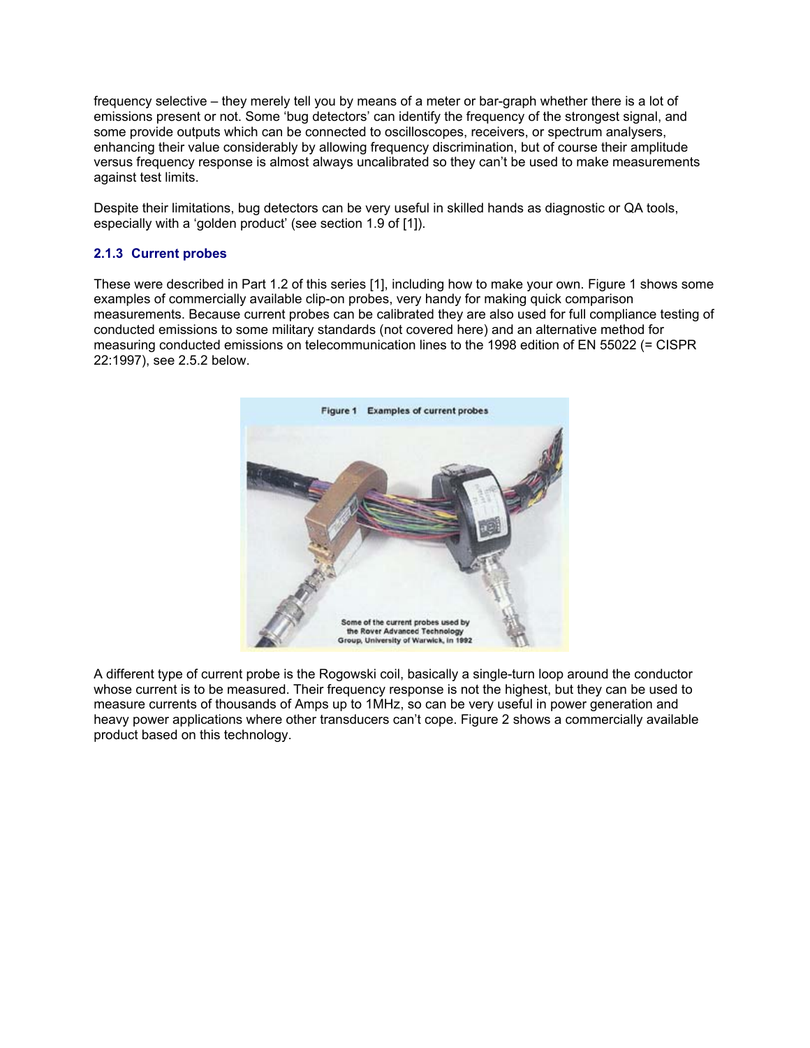frequency selective – they merely tell you by means of a meter or bar-graph whether there is a lot of emissions present or not. Some 'bug detectors' can identify the frequency of the strongest signal, and some provide outputs which can be connected to oscilloscopes, receivers, or spectrum analysers, enhancing their value considerably by allowing frequency discrimination, but of course their amplitude versus frequency response is almost always uncalibrated so they can't be used to make measurements against test limits.

Despite their limitations, bug detectors can be very useful in skilled hands as diagnostic or QA tools, especially with a 'golden product' (see section 1.9 of [1]).

### 2.1.3 Current probes

These were described in Part 1.2 of this series [1], including how to make your own. Figure 1 shows some examples of commercially available clip-on probes, very handy for making quick comparison measurements. Because current probes can be calibrated they are also used for full compliance testing of conducted emissions to some military standards (not covered here) and an alternative method for measuring conducted emissions on telecommunication lines to the 1998 edition of EN 55022 (= CISPR 22:1997), see 2.5.2 below.

Figure 1 Examples of current probes

Some of the current probes used by the Rover Advanced Technology Group, University of Warwick, in 1992

A different type of current probe is the Rogowski coil, basically a single-turn loop around the conductor whose current is to be measured. Their frequency response is not the highest, but they can be used to measure currents of thousands of Amps up to 1MHz, so can be very useful in power generation and heavy power applications where other transducers can't cope. Figure 2 shows a commercially available product based on this technology.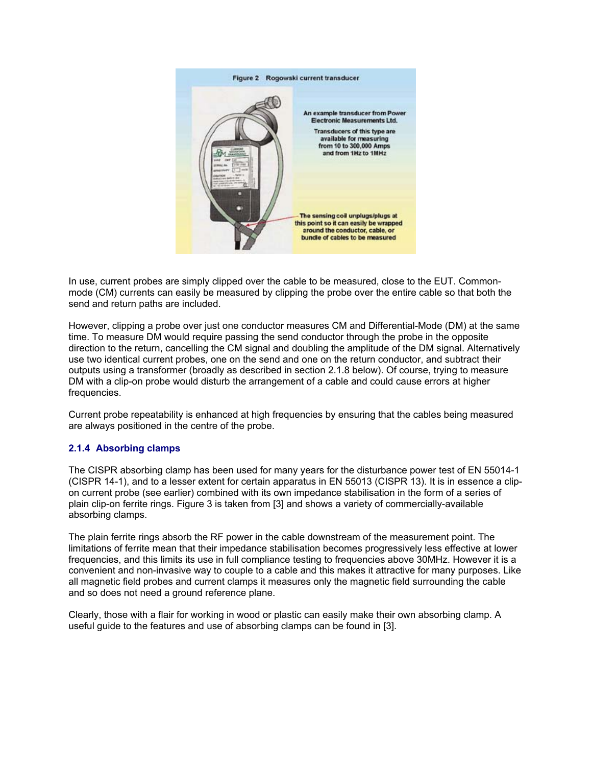Figure 2 Rogowski current transducer

An example transducer from Power Electronic Measurements Ltd.

Transducers of this type are available for measuring from 10 to 300,000 Amps and from 1Hz to 1MHz

The sensing coil unplugs/plugs at this point so it can easily be wrapped around the conductor, cable, or bundle of cables to be measured

In use, current probes are simply clipped over the cable to be measured, close to the EUT. Common-mode (CM) currents can easily be measured by clipping the probe over the entire cable so that both the send and return paths are included.

However, clipping a probe over just one conductor measures CM and Differential-Mode (DM) at the same time. To measure DM would require passing the send conductor through the probe in the opposite direction to the return, cancelling the CM signal and doubling the amplitude of the DM signal. Alternatively use two identical current probes, one on the send and one on the return conductor, and subtract their outputs using a transformer (broadly as described in section 2.1.8 below). Of course, trying to measure DM with a clip-on probe would disturb the arrangement of a cable and could cause errors at higher frequencies.

Current probe repeatability is enhanced at high frequencies by ensuring that the cables being measured are always positioned in the centre of the probe.

### 2.1.4 Absorbing clamps

The CISPR absorbing clamp has been used for many years for the disturbance power test of EN 55014-1 (CISPR 14-1), and to a lesser extent for certain apparatus in EN 55013 (CISPR 13). It is in essence a clip-on current probe (see earlier) combined with its own impedance stabilisation in the form of a series of plain clip-on ferrite rings. Figure 3 is taken from [3] and shows a variety of commercially-available absorbing clamps.

The plain ferrite rings absorb the RF power in the cable downstream of the measurement point. The limitations of ferrite mean that their impedance stabilisation becomes progressively less effective at lower frequencies, and this limits its use in full compliance testing to frequencies above 30MHz. However it is a convenient and non-invasive way to couple to a cable and this makes it attractive for many purposes. Like all magnetic field probes and current clamps it measures only the magnetic field surrounding the cable and so does not need a ground reference plane.

Clearly, those with a flair for working in wood or plastic can easily make their own absorbing clamp. A useful guide to the features and use of absorbing clamps can be found in [3].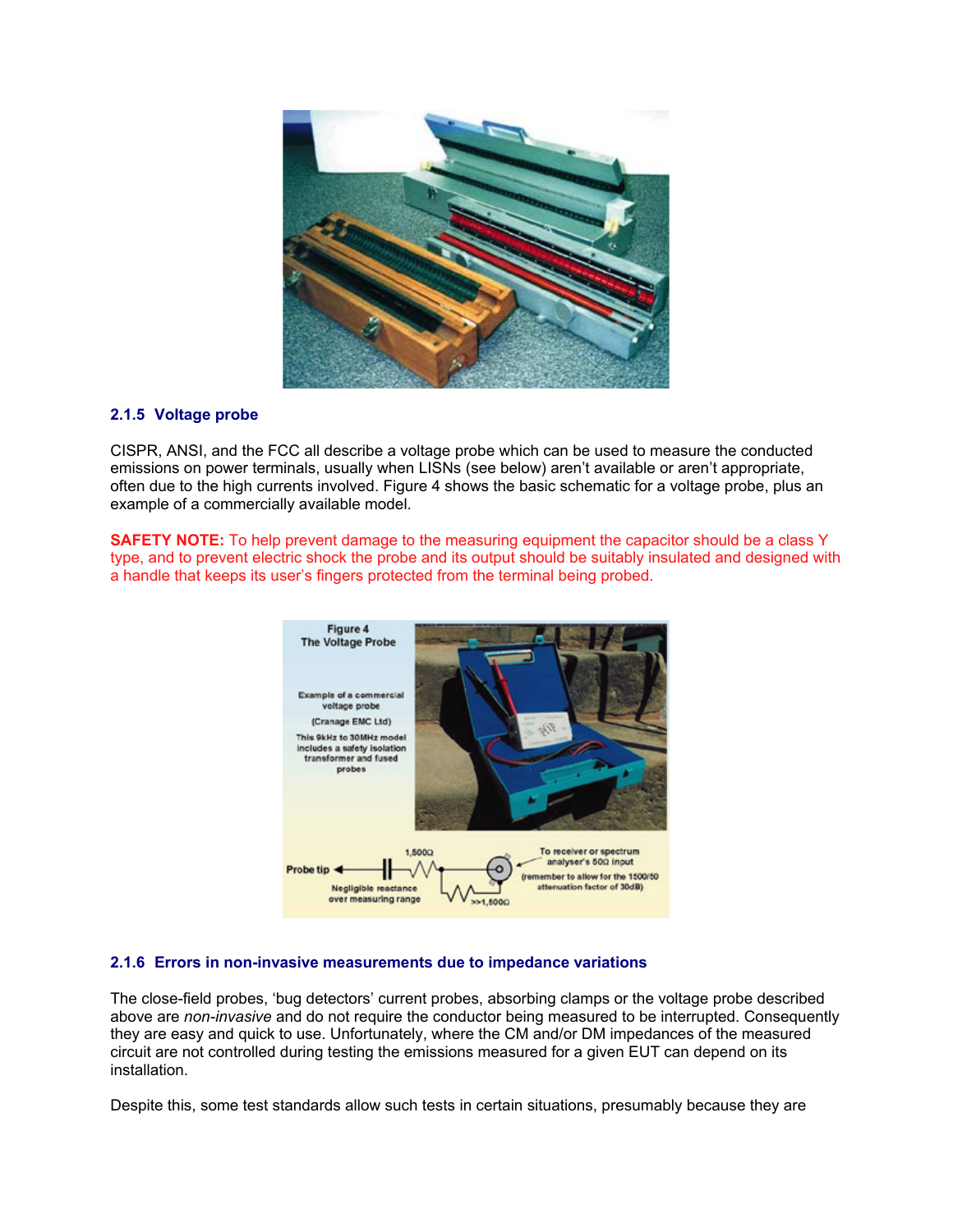### 2.1.5 Voltage probe

CISPR, ANSI, and the FCC all describe a voltage probe which can be used to measure the conducted emissions on power terminals, usually when LISNs (see below) aren't available or aren't appropriate, often due to the high currents involved. Figure 4 shows the basic schematic for a voltage probe, plus an example of a commercially available model.

**SAFETY NOTE:** To help prevent damage to the measuring equipment the capacitor should be a class Y type, and to prevent electric shock the probe and its output should be suitably insulated and designed with a handle that keeps its user's fingers protected from the terminal being probed.

Figure 4
The Voltage Probe

Example of a commercial voltage probe (Cranage EMC Ltd)

This 9kHz to 30MHz model includes a safety isolation transformer and fused probes

Probe tip — Negligible reactance over measuring range — 1,500Ω — >>1,500Ω — To receiver or spectrum analyser's 50Ω input (remember to allow for the 1500/50 attenuation factor of 30dB)

### 2.1.6 Errors in non-invasive measurements due to impedance variations

The close-field probes, 'bug detectors' current probes, absorbing clamps or the voltage probe described above are *non-invasive* and do not require the conductor being measured to be interrupted. Consequently they are easy and quick to use. Unfortunately, where the CM and/or DM impedances of the measured circuit are not controlled during testing the emissions measured for a given EUT can depend on its installation.

Despite this, some test standards allow such tests in certain situations, presumably because they are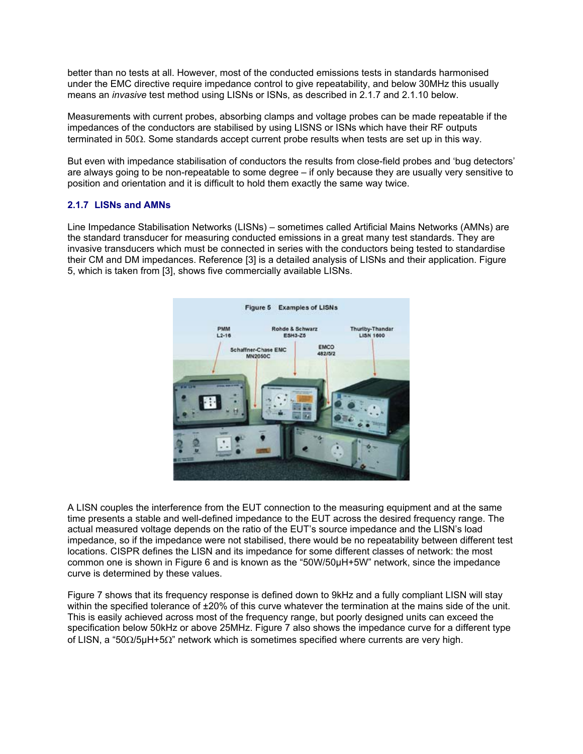better than no tests at all. However, most of the conducted emissions tests in standards harmonised under the EMC directive require impedance control to give repeatability, and below 30MHz this usually means an *invasive* test method using LISNs or ISNs, as described in 2.1.7 and 2.1.10 below.

Measurements with current probes, absorbing clamps and voltage probes can be made repeatable if the impedances of the conductors are stabilised by using LISNS or ISNs which have their RF outputs terminated in 50Ω. Some standards accept current probe results when tests are set up in this way.

But even with impedance stabilisation of conductors the results from close-field probes and 'bug detectors' are always going to be non-repeatable to some degree – if only because they are usually very sensitive to position and orientation and it is difficult to hold them exactly the same way twice.

### 2.1.7 LISNs and AMNs

Line Impedance Stabilisation Networks (LISNs) – sometimes called Artificial Mains Networks (AMNs) are the standard transducer for measuring conducted emissions in a great many test standards. They are invasive transducers which must be connected in series with the conductors being tested to standardise their CM and DM impedances. Reference [3] is a detailed analysis of LISNs and their application. Figure 5, which is taken from [3], shows five commercially available LISNs.

Figure 5 Examples of LISNs

A LISN couples the interference from the EUT connection to the measuring equipment and at the same time presents a stable and well-defined impedance to the EUT across the desired frequency range. The actual measured voltage depends on the ratio of the EUT's source impedance and the LISN's load impedance, so if the impedance were not stabilised, there would be no repeatability between different test locations. CISPR defines the LISN and its impedance for some different classes of network: the most common one is shown in Figure 6 and is known as the "50W/50µH+5W" network, since the impedance curve is determined by these values.

Figure 7 shows that its frequency response is defined down to 9kHz and a fully compliant LISN will stay within the specified tolerance of ±20% of this curve whatever the termination at the mains side of the unit. This is easily achieved across most of the frequency range, but poorly designed units can exceed the specification below 50kHz or above 25MHz. Figure 7 also shows the impedance curve for a different type of LISN, a "50Ω/5µH+5Ω" network which is sometimes specified where currents are very high.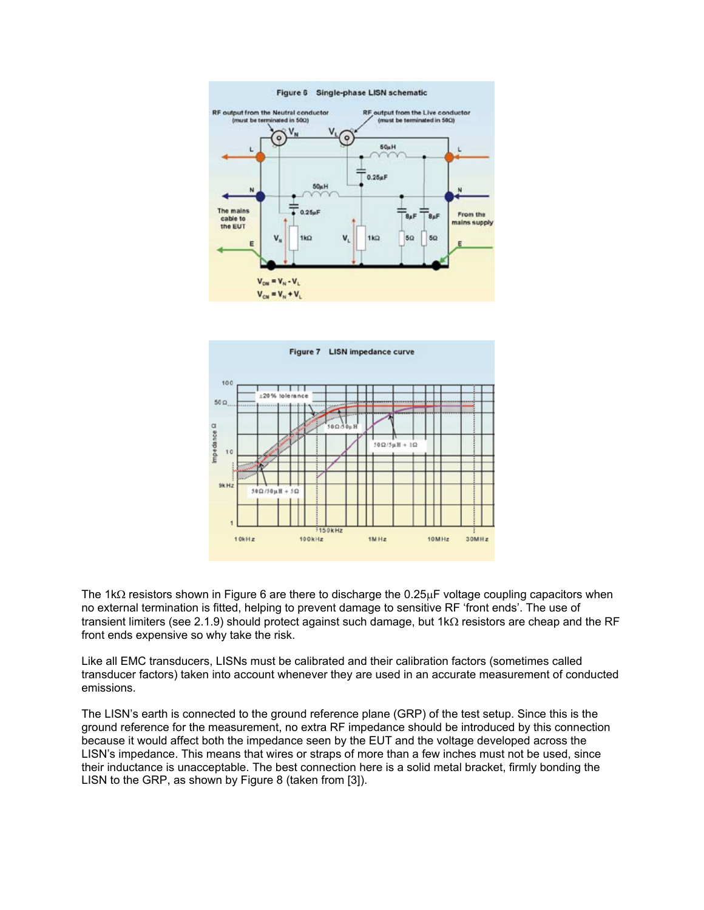Figure 6 Single-phase LISN schematic

Figure 7 LISN impedance curve

The 1kΩ resistors shown in Figure 6 are there to discharge the 0.25µF voltage coupling capacitors when no external termination is fitted, helping to prevent damage to sensitive RF 'front ends'. The use of transient limiters (see 2.1.9) should protect against such damage, but 1kΩ resistors are cheap and the RF front ends expensive so why take the risk.

Like all EMC transducers, LISNs must be calibrated and their calibration factors (sometimes called transducer factors) taken into account whenever they are used in an accurate measurement of conducted emissions.

The LISN's earth is connected to the ground reference plane (GRP) of the test setup. Since this is the ground reference for the measurement, no extra RF impedance should be introduced by this connection because it would affect both the impedance seen by the EUT and the voltage developed across the LISN's impedance. This means that wires or straps of more than a few inches must not be used, since their inductance is unacceptable. The best connection here is a solid metal bracket, firmly bonding the LISN to the GRP, as shown by Figure 8 (taken from [3]).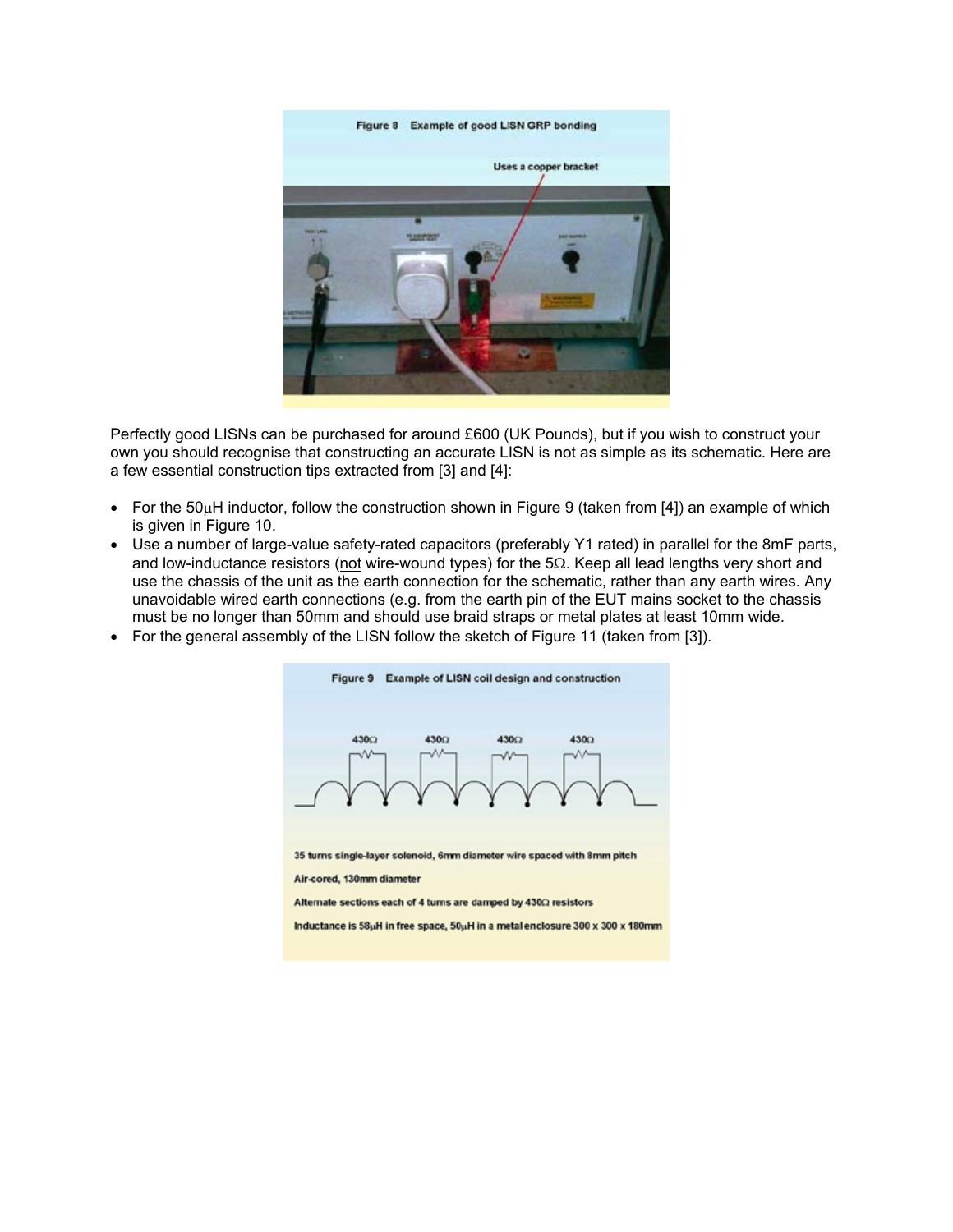Figure 8 Example of good LISN GRP bonding

Uses a copper bracket

Perfectly good LISNs can be purchased for around £600 (UK Pounds), but if you wish to construct your own you should recognise that constructing an accurate LISN is not as simple as its schematic. Here are a few essential construction tips extracted from [3] and [4]:

- For the 50μH inductor, follow the construction shown in Figure 9 (taken from [4]) an example of which is given in Figure 10.
- Use a number of large-value safety-rated capacitors (preferably Y1 rated) in parallel for the 8mF parts, and low-inductance resistors (not wire-wound types) for the 5Ω. Keep all lead lengths very short and use the chassis of the unit as the earth connection for the schematic, rather than any earth wires. Any unavoidable wired earth connections (e.g. from the earth pin of the EUT mains socket to the chassis must be no longer than 50mm and should use braid straps or metal plates at least 10mm wide.
- For the general assembly of the LISN follow the sketch of Figure 11 (taken from [3]).

Figure 9 Example of LISN coil design and construction

430Ω 430Ω 430Ω 430Ω

35 turns single-layer solenoid, 6mm diameter wire spaced with 8mm pitch

Air-cored, 130mm diameter

Alternate sections each of 4 turns are damped by 430Ω resistors

Inductance is 58μH in free space, 50μH in a metal enclosure 300 x 300 x 180mm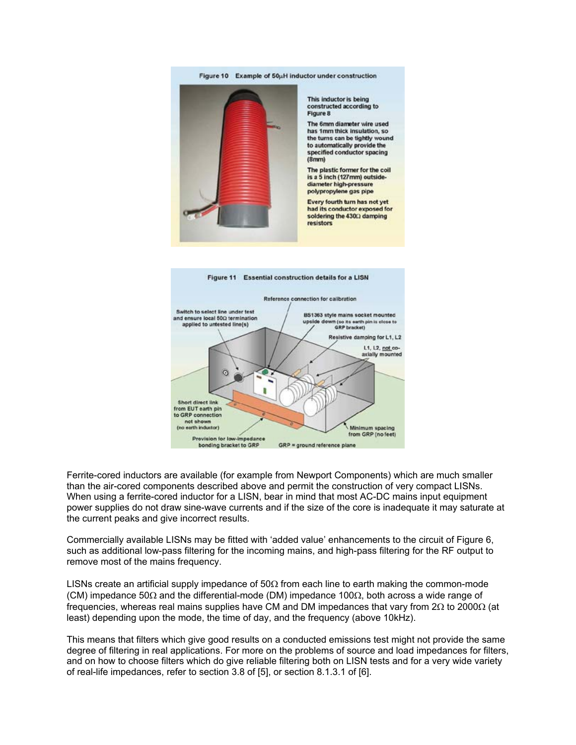Figure 10 Example of 50µH inductor under construction

This inductor is being constructed according to Figure 8

The 6mm diameter wire used has 1mm thick insulation, so the turns can be tightly wound to automatically provide the specified conductor spacing (8mm)

The plastic former for the coil is a 5 inch (127mm) outside-diameter high-pressure polypropylene gas pipe

Every fourth turn has not yet had its conductor exposed for soldering the 430Ω damping resistors

Figure 11 Essential construction details for a LISN

Reference connection for calibration

Switch to select line under test and ensure local 50Ω termination applied to untested line(s)

BS1363 style mains socket mounted upside down (so its earth pin is close to GRP bracket)

Resistive damping for L1, L2

L1, L2, not co-axially mounted

Short direct link from EUT earth pin to GRP connection not shown (no earth inductor)

Provision for low-impedance bonding bracket to GRP

Minimum spacing from GRP (no feet)

GRP = ground reference plane

Ferrite-cored inductors are available (for example from Newport Components) which are much smaller than the air-cored components described above and permit the construction of very compact LISNs. When using a ferrite-cored inductor for a LISN, bear in mind that most AC-DC mains input equipment power supplies do not draw sine-wave currents and if the size of the core is inadequate it may saturate at the current peaks and give incorrect results.

Commercially available LISNs may be fitted with 'added value' enhancements to the circuit of Figure 6, such as additional low-pass filtering for the incoming mains, and high-pass filtering for the RF output to remove most of the mains frequency.

LISNs create an artificial supply impedance of 50Ω from each line to earth making the common-mode (CM) impedance 50Ω and the differential-mode (DM) impedance 100Ω, both across a wide range of frequencies, whereas real mains supplies have CM and DM impedances that vary from 2Ω to 2000Ω (at least) depending upon the mode, the time of day, and the frequency (above 10kHz).

This means that filters which give good results on a conducted emissions test might not provide the same degree of filtering in real applications. For more on the problems of source and load impedances for filters, and on how to choose filters which do give reliable filtering both on LISN tests and for a very wide variety of real-life impedances, refer to section 3.8 of [5], or section 8.1.3.1 of [6].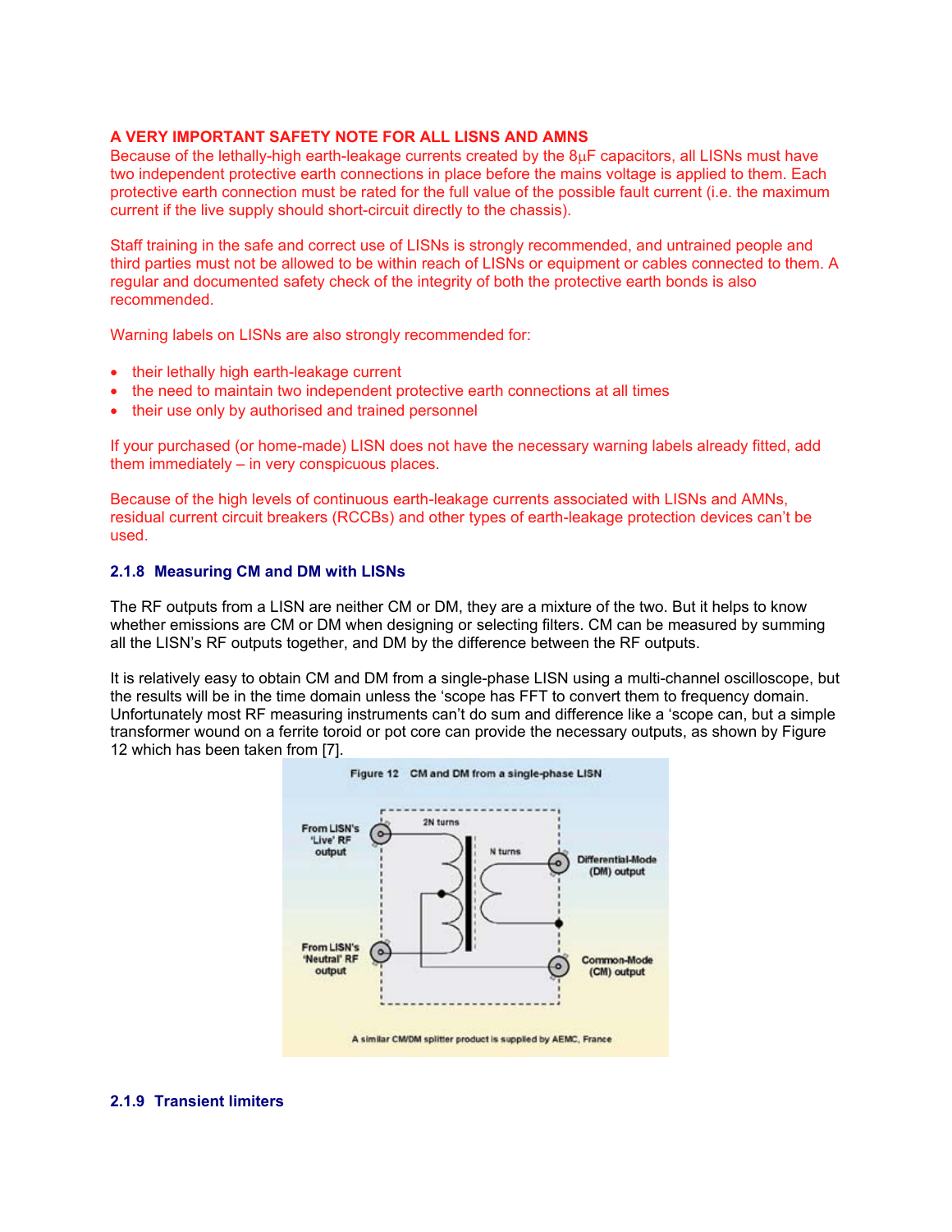**A VERY IMPORTANT SAFETY NOTE FOR ALL LISNS AND AMNS**

Because of the lethally-high earth-leakage currents created by the 8μF capacitors, all LISNs must have two independent protective earth connections in place before the mains voltage is applied to them. Each protective earth connection must be rated for the full value of the possible fault current (i.e. the maximum current if the live supply should short-circuit directly to the chassis).

Staff training in the safe and correct use of LISNs is strongly recommended, and untrained people and third parties must not be allowed to be within reach of LISNs or equipment or cables connected to them. A regular and documented safety check of the integrity of both the protective earth bonds is also recommended.

Warning labels on LISNs are also strongly recommended for:

- their lethally high earth-leakage current
- the need to maintain two independent protective earth connections at all times
- their use only by authorised and trained personnel

If your purchased (or home-made) LISN does not have the necessary warning labels already fitted, add them immediately – in very conspicuous places.

Because of the high levels of continuous earth-leakage currents associated with LISNs and AMNs, residual current circuit breakers (RCCBs) and other types of earth-leakage protection devices can't be used.

### 2.1.8 Measuring CM and DM with LISNs

The RF outputs from a LISN are neither CM or DM, they are a mixture of the two. But it helps to know whether emissions are CM or DM when designing or selecting filters. CM can be measured by summing all the LISN's RF outputs together, and DM by the difference between the RF outputs.

It is relatively easy to obtain CM and DM from a single-phase LISN using a multi-channel oscilloscope, but the results will be in the time domain unless the 'scope has FFT to convert them to frequency domain. Unfortunately most RF measuring instruments can't do sum and difference like a 'scope can, but a simple transformer wound on a ferrite toroid or pot core can provide the necessary outputs, as shown by Figure 12 which has been taken from [7].

Figure 12 CM and DM from a single-phase LISN

From LISN's 'Live' RF output; From LISN's 'Neutral' RF output; 2N turns; N turns; Differential-Mode (DM) output; Common-Mode (CM) output

A similar CM/DM splitter product is supplied by AEMC, France

### 2.1.9 Transient limiters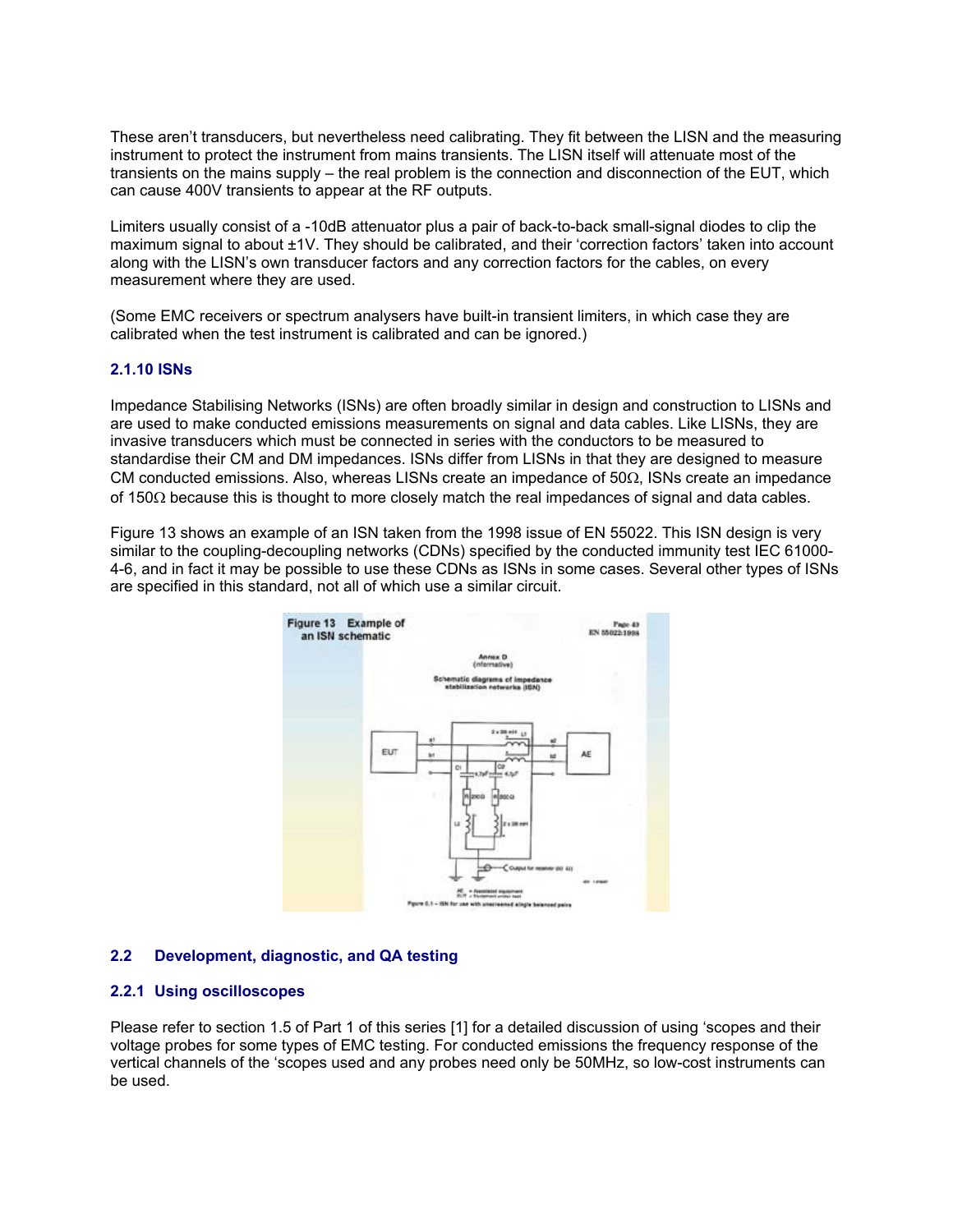These aren't transducers, but nevertheless need calibrating. They fit between the LISN and the measuring instrument to protect the instrument from mains transients. The LISN itself will attenuate most of the transients on the mains supply – the real problem is the connection and disconnection of the EUT, which can cause 400V transients to appear at the RF outputs.

Limiters usually consist of a -10dB attenuator plus a pair of back-to-back small-signal diodes to clip the maximum signal to about ±1V. They should be calibrated, and their 'correction factors' taken into account along with the LISN's own transducer factors and any correction factors for the cables, on every measurement where they are used.

(Some EMC receivers or spectrum analysers have built-in transient limiters, in which case they are calibrated when the test instrument is calibrated and can be ignored.)

### 2.1.10 ISNs

Impedance Stabilising Networks (ISNs) are often broadly similar in design and construction to LISNs and are used to make conducted emissions measurements on signal and data cables. Like LISNs, they are invasive transducers which must be connected in series with the conductors to be measured to standardise their CM and DM impedances. ISNs differ from LISNs in that they are designed to measure CM conducted emissions. Also, whereas LISNs create an impedance of 50Ω, ISNs create an impedance of 150Ω because this is thought to more closely match the real impedances of signal and data cables.

Figure 13 shows an example of an ISN taken from the 1998 issue of EN 55022. This ISN design is very similar to the coupling-decoupling networks (CDNs) specified by the conducted immunity test IEC 61000-4-6, and in fact it may be possible to use these CDNs as ISNs in some cases. Several other types of ISNs are specified in this standard, not all of which use a similar circuit.

Figure 13 Example of an ISN schematic

## 2.2 Development, diagnostic, and QA testing

### 2.2.1 Using oscilloscopes

Please refer to section 1.5 of Part 1 of this series [1] for a detailed discussion of using 'scopes and their voltage probes for some types of EMC testing. For conducted emissions the frequency response of the vertical channels of the 'scopes used and any probes need only be 50MHz, so low-cost instruments can be used.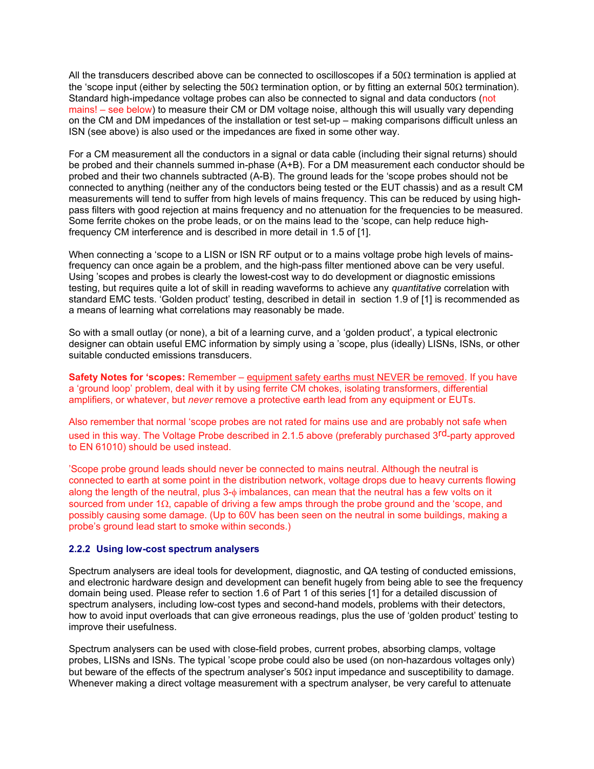All the transducers described above can be connected to oscilloscopes if a 50Ω termination is applied at the 'scope input (either by selecting the 50Ω termination option, or by fitting an external 50Ω termination). Standard high-impedance voltage probes can also be connected to signal and data conductors (not mains! – see below) to measure their CM or DM voltage noise, although this will usually vary depending on the CM and DM impedances of the installation or test set-up – making comparisons difficult unless an ISN (see above) is also used or the impedances are fixed in some other way.

For a CM measurement all the conductors in a signal or data cable (including their signal returns) should be probed and their channels summed in-phase (A+B). For a DM measurement each conductor should be probed and their two channels subtracted (A-B). The ground leads for the 'scope probes should not be connected to anything (neither any of the conductors being tested or the EUT chassis) and as a result CM measurements will tend to suffer from high levels of mains frequency. This can be reduced by using high-pass filters with good rejection at mains frequency and no attenuation for the frequencies to be measured. Some ferrite chokes on the probe leads, or on the mains lead to the 'scope, can help reduce high-frequency CM interference and is described in more detail in 1.5 of [1].

When connecting a 'scope to a LISN or ISN RF output or to a mains voltage probe high levels of mains-frequency can once again be a problem, and the high-pass filter mentioned above can be very useful. Using 'scopes and probes is clearly the lowest-cost way to do development or diagnostic emissions testing, but requires quite a lot of skill in reading waveforms to achieve any *quantitative* correlation with standard EMC tests. 'Golden product' testing, described in detail in section 1.9 of [1] is recommended as a means of learning what correlations may reasonably be made.

So with a small outlay (or none), a bit of a learning curve, and a 'golden product', a typical electronic designer can obtain useful EMC information by simply using a 'scope, plus (ideally) LISNs, ISNs, or other suitable conducted emissions transducers.

**Safety Notes for 'scopes:** Remember – equipment safety earths must NEVER be removed. If you have a 'ground loop' problem, deal with it by using ferrite CM chokes, isolating transformers, differential amplifiers, or whatever, but *never* remove a protective earth lead from any equipment or EUTs.

Also remember that normal 'scope probes are not rated for mains use and are probably not safe when used in this way. The Voltage Probe described in 2.1.5 above (preferably purchased 3rd-party approved to EN 61010) should be used instead.

'Scope probe ground leads should never be connected to mains neutral. Although the neutral is connected to earth at some point in the distribution network, voltage drops due to heavy currents flowing along the length of the neutral, plus 3-$\phi$ imbalances, can mean that the neutral has a few volts on it sourced from under 1Ω, capable of driving a few amps through the probe ground and the 'scope, and possibly causing some damage. (Up to 60V has been seen on the neutral in some buildings, making a probe's ground lead start to smoke within seconds.)

### 2.2.2 Using low-cost spectrum analysers

Spectrum analysers are ideal tools for development, diagnostic, and QA testing of conducted emissions, and electronic hardware design and development can benefit hugely from being able to see the frequency domain being used. Please refer to section 1.6 of Part 1 of this series [1] for a detailed discussion of spectrum analysers, including low-cost types and second-hand models, problems with their detectors, how to avoid input overloads that can give erroneous readings, plus the use of 'golden product' testing to improve their usefulness.

Spectrum analysers can be used with close-field probes, current probes, absorbing clamps, voltage probes, LISNs and ISNs. The typical 'scope probe could also be used (on non-hazardous voltages only) but beware of the effects of the spectrum analyser's 50Ω input impedance and susceptibility to damage. Whenever making a direct voltage measurement with a spectrum analyser, be very careful to attenuate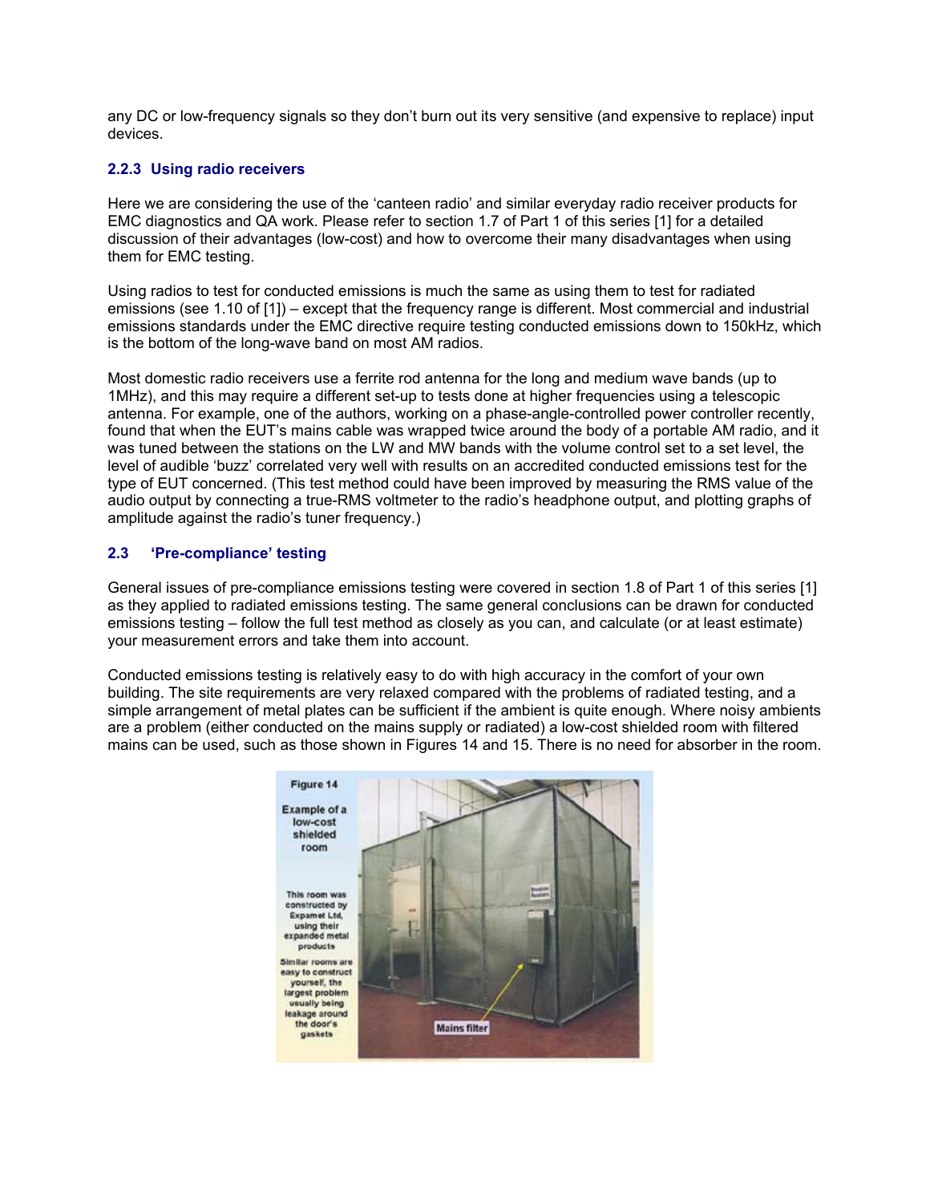any DC or low-frequency signals so they don't burn out its very sensitive (and expensive to replace) input devices.

### 2.2.3 Using radio receivers

Here we are considering the use of the 'canteen radio' and similar everyday radio receiver products for EMC diagnostics and QA work. Please refer to section 1.7 of Part 1 of this series [1] for a detailed discussion of their advantages (low-cost) and how to overcome their many disadvantages when using them for EMC testing.

Using radios to test for conducted emissions is much the same as using them to test for radiated emissions (see 1.10 of [1]) – except that the frequency range is different. Most commercial and industrial emissions standards under the EMC directive require testing conducted emissions down to 150kHz, which is the bottom of the long-wave band on most AM radios.

Most domestic radio receivers use a ferrite rod antenna for the long and medium wave bands (up to 1MHz), and this may require a different set-up to tests done at higher frequencies using a telescopic antenna. For example, one of the authors, working on a phase-angle-controlled power controller recently, found that when the EUT's mains cable was wrapped twice around the body of a portable AM radio, and it was tuned between the stations on the LW and MW bands with the volume control set to a set level, the level of audible 'buzz' correlated very well with results on an accredited conducted emissions test for the type of EUT concerned. (This test method could have been improved by measuring the RMS value of the audio output by connecting a true-RMS voltmeter to the radio's headphone output, and plotting graphs of amplitude against the radio's tuner frequency.)

## 2.3 'Pre-compliance' testing

General issues of pre-compliance emissions testing were covered in section 1.8 of Part 1 of this series [1] as they applied to radiated emissions testing. The same general conclusions can be drawn for conducted emissions testing – follow the full test method as closely as you can, and calculate (or at least estimate) your measurement errors and take them into account.

Conducted emissions testing is relatively easy to do with high accuracy in the comfort of your own building. The site requirements are very relaxed compared with the problems of radiated testing, and a simple arrangement of metal plates can be sufficient if the ambient is quite enough. Where noisy ambients are a problem (either conducted on the mains supply or radiated) a low-cost shielded room with filtered mains can be used, such as those shown in Figures 14 and 15. There is no need for absorber in the room.

Figure 14

Example of a low-cost shielded room

This room was constructed by Expamet Ltd, using their expanded metal products

Similar rooms are easy to construct yourself, the largest problem usually being leakage around the door's gaskets

Mains filter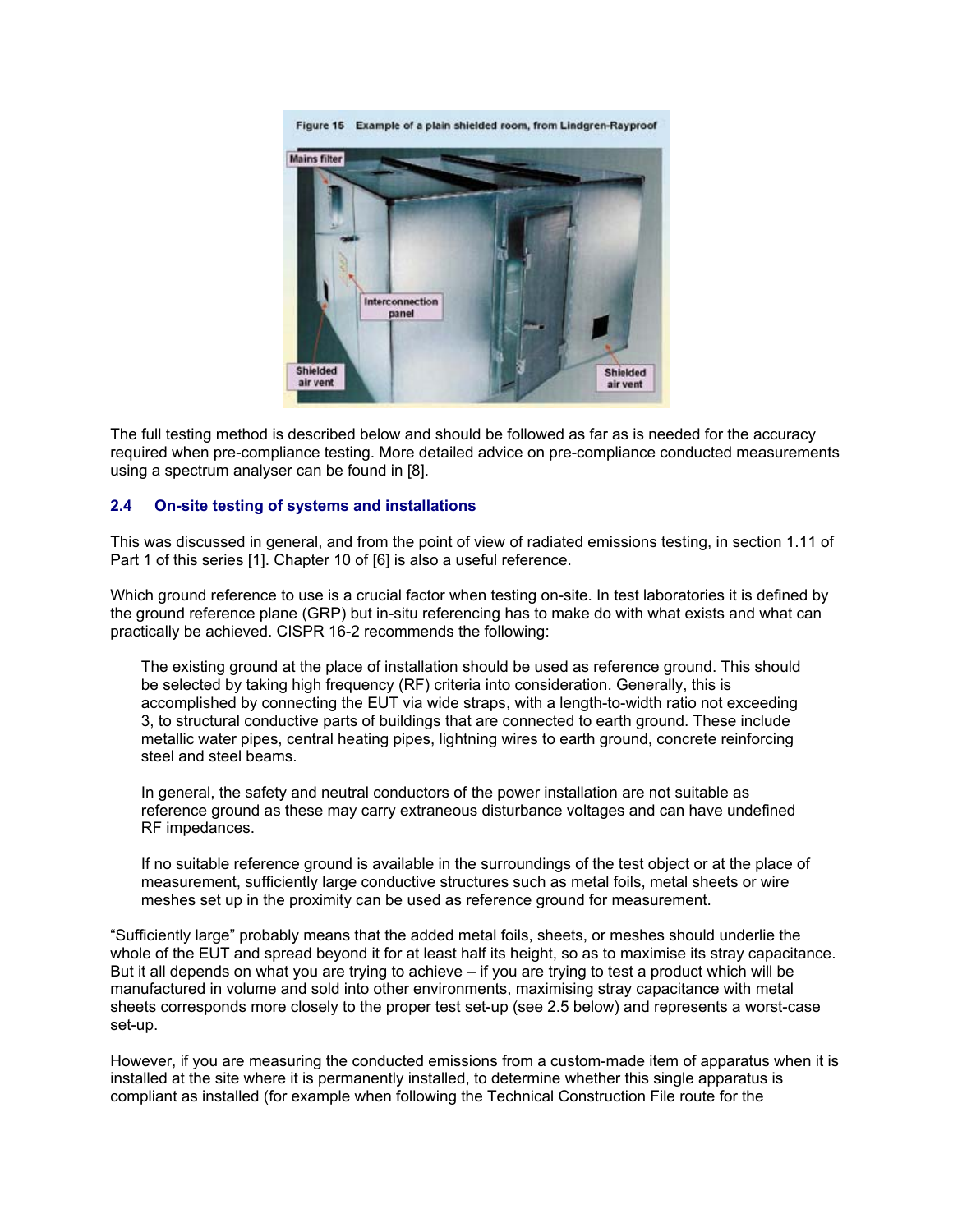Figure 15 Example of a plain shielded room, from Lindgren-Rayproof

The full testing method is described below and should be followed as far as is needed for the accuracy required when pre-compliance testing. More detailed advice on pre-compliance conducted measurements using a spectrum analyser can be found in [8].

### 2.4 On-site testing of systems and installations

This was discussed in general, and from the point of view of radiated emissions testing, in section 1.11 of Part 1 of this series [1]. Chapter 10 of [6] is also a useful reference.

Which ground reference to use is a crucial factor when testing on-site. In test laboratories it is defined by the ground reference plane (GRP) but in-situ referencing has to make do with what exists and what can practically be achieved. CISPR 16-2 recommends the following:

> The existing ground at the place of installation should be used as reference ground. This should be selected by taking high frequency (RF) criteria into consideration. Generally, this is accomplished by connecting the EUT via wide straps, with a length-to-width ratio not exceeding 3, to structural conductive parts of buildings that are connected to earth ground. These include metallic water pipes, central heating pipes, lightning wires to earth ground, concrete reinforcing steel and steel beams.
>
> In general, the safety and neutral conductors of the power installation are not suitable as reference ground as these may carry extraneous disturbance voltages and can have undefined RF impedances.
>
> If no suitable reference ground is available in the surroundings of the test object or at the place of measurement, sufficiently large conductive structures such as metal foils, metal sheets or wire meshes set up in the proximity can be used as reference ground for measurement.

"Sufficiently large" probably means that the added metal foils, sheets, or meshes should underlie the whole of the EUT and spread beyond it for at least half its height, so as to maximise its stray capacitance. But it all depends on what you are trying to achieve – if you are trying to test a product which will be manufactured in volume and sold into other environments, maximising stray capacitance with metal sheets corresponds more closely to the proper test set-up (see 2.5 below) and represents a worst-case set-up.

However, if you are measuring the conducted emissions from a custom-made item of apparatus when it is installed at the site where it is permanently installed, to determine whether this single apparatus is compliant as installed (for example when following the Technical Construction File route for the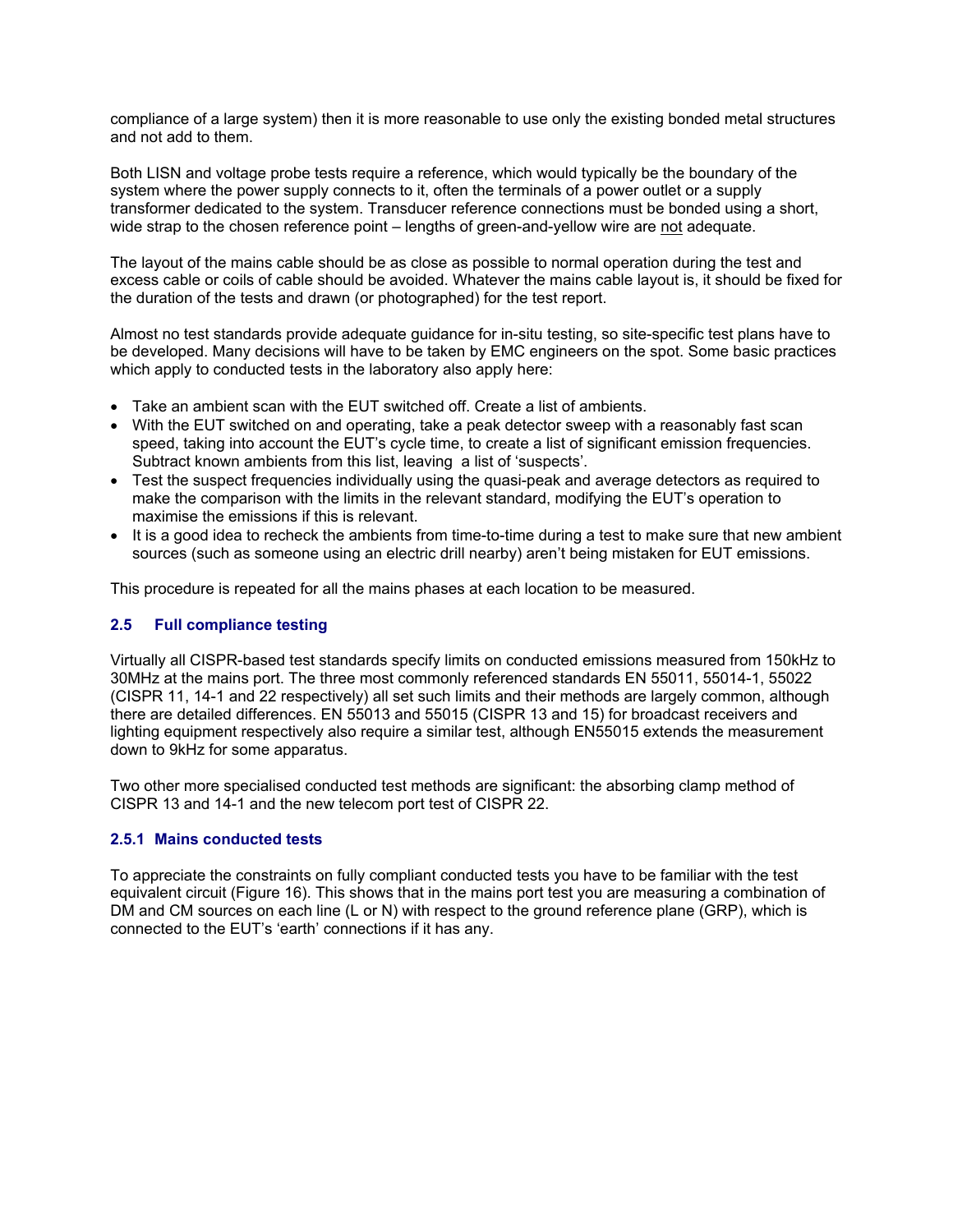compliance of a large system) then it is more reasonable to use only the existing bonded metal structures and not add to them.

Both LISN and voltage probe tests require a reference, which would typically be the boundary of the system where the power supply connects to it, often the terminals of a power outlet or a supply transformer dedicated to the system. Transducer reference connections must be bonded using a short, wide strap to the chosen reference point – lengths of green-and-yellow wire are not adequate.

The layout of the mains cable should be as close as possible to normal operation during the test and excess cable or coils of cable should be avoided. Whatever the mains cable layout is, it should be fixed for the duration of the tests and drawn (or photographed) for the test report.

Almost no test standards provide adequate guidance for in-situ testing, so site-specific test plans have to be developed. Many decisions will have to be taken by EMC engineers on the spot. Some basic practices which apply to conducted tests in the laboratory also apply here:

- Take an ambient scan with the EUT switched off. Create a list of ambients.
- With the EUT switched on and operating, take a peak detector sweep with a reasonably fast scan speed, taking into account the EUT's cycle time, to create a list of significant emission frequencies. Subtract known ambients from this list, leaving a list of 'suspects'.
- Test the suspect frequencies individually using the quasi-peak and average detectors as required to make the comparison with the limits in the relevant standard, modifying the EUT's operation to maximise the emissions if this is relevant.
- It is a good idea to recheck the ambients from time-to-time during a test to make sure that new ambient sources (such as someone using an electric drill nearby) aren't being mistaken for EUT emissions.

This procedure is repeated for all the mains phases at each location to be measured.

### 2.5 Full compliance testing

Virtually all CISPR-based test standards specify limits on conducted emissions measured from 150kHz to 30MHz at the mains port. The three most commonly referenced standards EN 55011, 55014-1, 55022 (CISPR 11, 14-1 and 22 respectively) all set such limits and their methods are largely common, although there are detailed differences. EN 55013 and 55015 (CISPR 13 and 15) for broadcast receivers and lighting equipment respectively also require a similar test, although EN55015 extends the measurement down to 9kHz for some apparatus.

Two other more specialised conducted test methods are significant: the absorbing clamp method of CISPR 13 and 14-1 and the new telecom port test of CISPR 22.

#### 2.5.1 Mains conducted tests

To appreciate the constraints on fully compliant conducted tests you have to be familiar with the test equivalent circuit (Figure 16). This shows that in the mains port test you are measuring a combination of DM and CM sources on each line (L or N) with respect to the ground reference plane (GRP), which is connected to the EUT's 'earth' connections if it has any.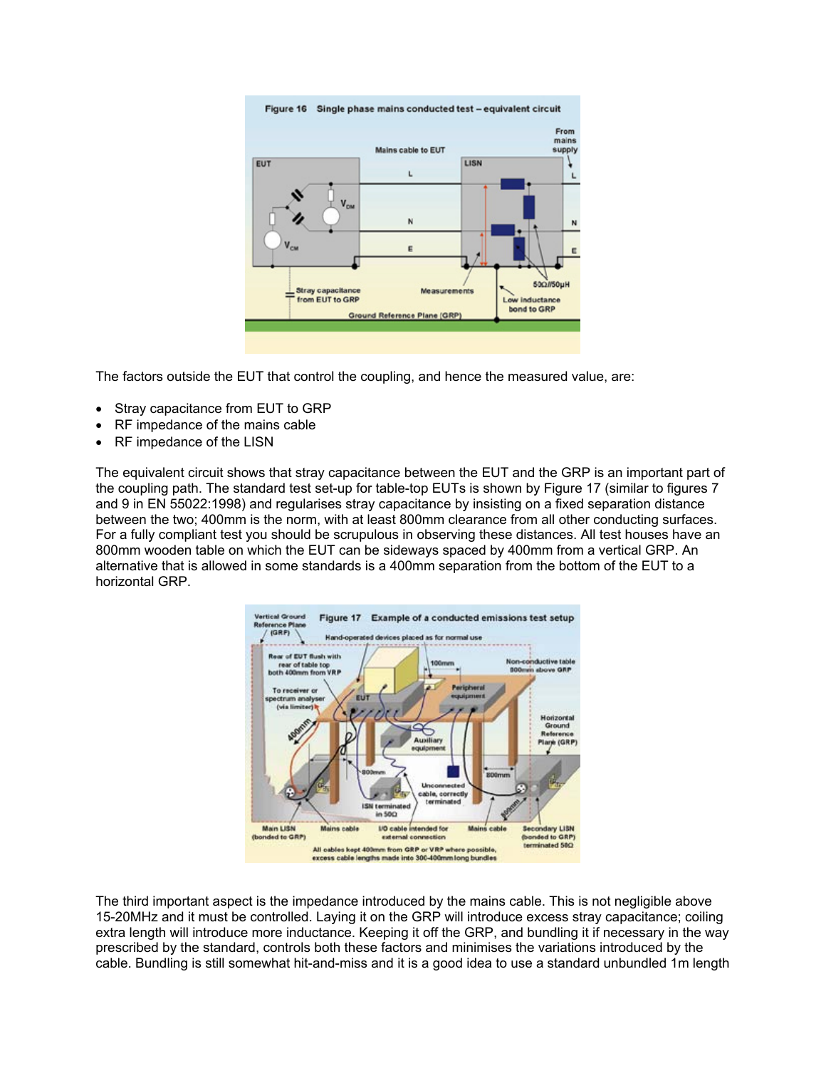Figure 16 Single phase mains conducted test – equivalent circuit

The factors outside the EUT that control the coupling, and hence the measured value, are:

- Stray capacitance from EUT to GRP
- RF impedance of the mains cable
- RF impedance of the LISN

The equivalent circuit shows that stray capacitance between the EUT and the GRP is an important part of the coupling path. The standard test set-up for table-top EUTs is shown by Figure 17 (similar to figures 7 and 9 in EN 55022:1998) and regularises stray capacitance by insisting on a fixed separation distance between the two; 400mm is the norm, with at least 800mm clearance from all other conducting surfaces. For a fully compliant test you should be scrupulous in observing these distances. All test houses have an 800mm wooden table on which the EUT can be sideways spaced by 400mm from a vertical GRP. An alternative that is allowed in some standards is a 400mm separation from the bottom of the EUT to a horizontal GRP.

Figure 17 Example of a conducted emissions test setup

The third important aspect is the impedance introduced by the mains cable. This is not negligible above 15-20MHz and it must be controlled. Laying it on the GRP will introduce excess stray capacitance; coiling extra length will introduce more inductance. Keeping it off the GRP, and bundling it if necessary in the way prescribed by the standard, controls both these factors and minimises the variations introduced by the cable. Bundling is still somewhat hit-and-miss and it is a good idea to use a standard unbundled 1m length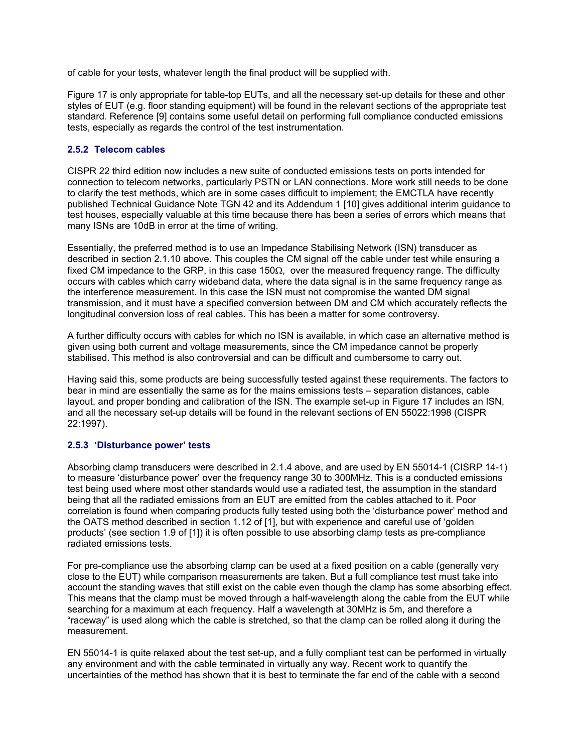of cable for your tests, whatever length the final product will be supplied with.

Figure 17 is only appropriate for table-top EUTs, and all the necessary set-up details for these and other styles of EUT (e.g. floor standing equipment) will be found in the relevant sections of the appropriate test standard. Reference [9] contains some useful detail on performing full compliance conducted emissions tests, especially as regards the control of the test instrumentation.

### 2.5.2 Telecom cables

CISPR 22 third edition now includes a new suite of conducted emissions tests on ports intended for connection to telecom networks, particularly PSTN or LAN connections. More work still needs to be done to clarify the test methods, which are in some cases difficult to implement; the EMCTLA have recently published Technical Guidance Note TGN 42 and its Addendum 1 [10] gives additional interim guidance to test houses, especially valuable at this time because there has been a series of errors which means that many ISNs are 10dB in error at the time of writing.

Essentially, the preferred method is to use an Impedance Stabilising Network (ISN) transducer as described in section 2.1.10 above. This couples the CM signal off the cable under test while ensuring a fixed CM impedance to the GRP, in this case 150Ω, over the measured frequency range. The difficulty occurs with cables which carry wideband data, where the data signal is in the same frequency range as the interference measurement. In this case the ISN must not compromise the wanted DM signal transmission, and it must have a specified conversion between DM and CM which accurately reflects the longitudinal conversion loss of real cables. This has been a matter for some controversy.

A further difficulty occurs with cables for which no ISN is available, in which case an alternative method is given using both current and voltage measurements, since the CM impedance cannot be properly stabilised. This method is also controversial and can be difficult and cumbersome to carry out.

Having said this, some products are being successfully tested against these requirements. The factors to bear in mind are essentially the same as for the mains emissions tests – separation distances, cable layout, and proper bonding and calibration of the ISN. The example set-up in Figure 17 includes an ISN, and all the necessary set-up details will be found in the relevant sections of EN 55022:1998 (CISPR 22:1997).

### 2.5.3 'Disturbance power' tests

Absorbing clamp transducers were described in 2.1.4 above, and are used by EN 55014-1 (CISRP 14-1) to measure 'disturbance power' over the frequency range 30 to 300MHz. This is a conducted emissions test being used where most other standards would use a radiated test, the assumption in the standard being that all the radiated emissions from an EUT are emitted from the cables attached to it. Poor correlation is found when comparing products fully tested using both the 'disturbance power' method and the OATS method described in section 1.12 of [1], but with experience and careful use of 'golden products' (see section 1.9 of [1]) it is often possible to use absorbing clamp tests as pre-compliance radiated emissions tests.

For pre-compliance use the absorbing clamp can be used at a fixed position on a cable (generally very close to the EUT) while comparison measurements are taken. But a full compliance test must take into account the standing waves that still exist on the cable even though the clamp has some absorbing effect. This means that the clamp must be moved through a half-wavelength along the cable from the EUT while searching for a maximum at each frequency. Half a wavelength at 30MHz is 5m, and therefore a "raceway" is used along which the cable is stretched, so that the clamp can be rolled along it during the measurement.

EN 55014-1 is quite relaxed about the test set-up, and a fully compliant test can be performed in virtually any environment and with the cable terminated in virtually any way. Recent work to quantify the uncertainties of the method has shown that it is best to terminate the far end of the cable with a second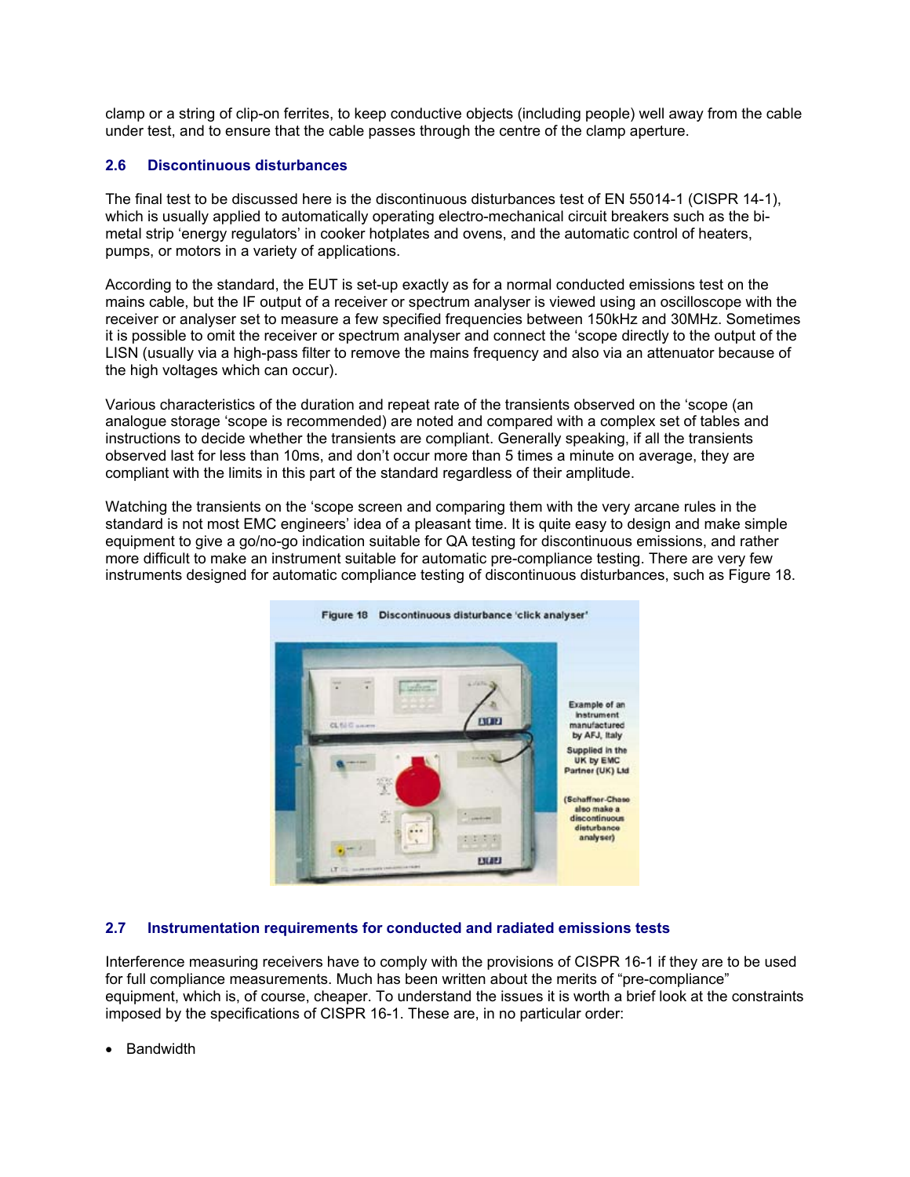clamp or a string of clip-on ferrites, to keep conductive objects (including people) well away from the cable under test, and to ensure that the cable passes through the centre of the clamp aperture.

## 2.6 Discontinuous disturbances

The final test to be discussed here is the discontinuous disturbances test of EN 55014-1 (CISPR 14-1), which is usually applied to automatically operating electro-mechanical circuit breakers such as the bi-metal strip 'energy regulators' in cooker hotplates and ovens, and the automatic control of heaters, pumps, or motors in a variety of applications.

According to the standard, the EUT is set-up exactly as for a normal conducted emissions test on the mains cable, but the IF output of a receiver or spectrum analyser is viewed using an oscilloscope with the receiver or analyser set to measure a few specified frequencies between 150kHz and 30MHz. Sometimes it is possible to omit the receiver or spectrum analyser and connect the 'scope directly to the output of the LISN (usually via a high-pass filter to remove the mains frequency and also via an attenuator because of the high voltages which can occur).

Various characteristics of the duration and repeat rate of the transients observed on the 'scope (an analogue storage 'scope is recommended) are noted and compared with a complex set of tables and instructions to decide whether the transients are compliant. Generally speaking, if all the transients observed last for less than 10ms, and don't occur more than 5 times a minute on average, they are compliant with the limits in this part of the standard regardless of their amplitude.

Watching the transients on the 'scope screen and comparing them with the very arcane rules in the standard is not most EMC engineers' idea of a pleasant time. It is quite easy to design and make simple equipment to give a go/no-go indication suitable for QA testing for discontinuous emissions, and rather more difficult to make an instrument suitable for automatic pre-compliance testing. There are very few instruments designed for automatic compliance testing of discontinuous disturbances, such as Figure 18.

Figure 18 Discontinuous disturbance 'click analyser'

Example of an instrument manufactured by AFJ, Italy

Supplied in the UK by EMC Partner (UK) Ltd

(Schaffner-Chase also make a discontinuous disturbance analyser)

## 2.7 Instrumentation requirements for conducted and radiated emissions tests

Interference measuring receivers have to comply with the provisions of CISPR 16-1 if they are to be used for full compliance measurements. Much has been written about the merits of "pre-compliance" equipment, which is, of course, cheaper. To understand the issues it is worth a brief look at the constraints imposed by the specifications of CISPR 16-1. These are, in no particular order:

- Bandwidth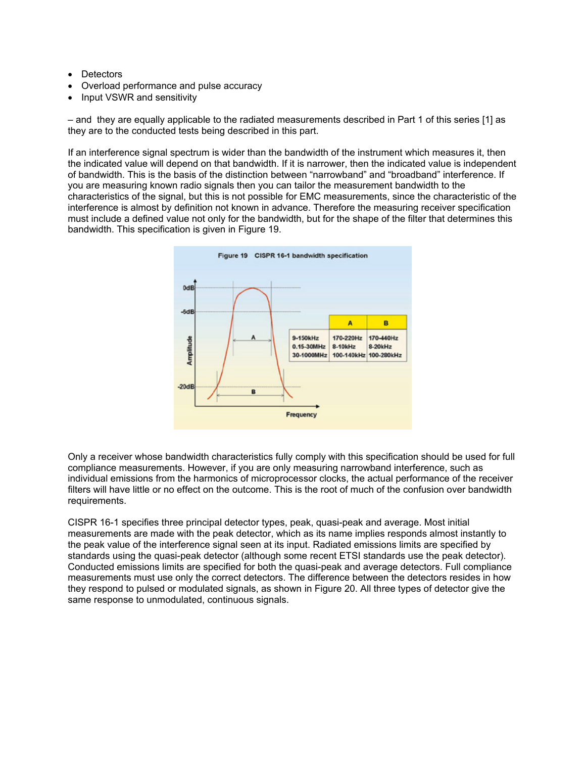- Detectors
- Overload performance and pulse accuracy
- Input VSWR and sensitivity

– and they are equally applicable to the radiated measurements described in Part 1 of this series [1] as they are to the conducted tests being described in this part.

If an interference signal spectrum is wider than the bandwidth of the instrument which measures it, then the indicated value will depend on that bandwidth. If it is narrower, then the indicated value is independent of bandwidth. This is the basis of the distinction between "narrowband" and "broadband" interference. If you are measuring known radio signals then you can tailor the measurement bandwidth to the characteristics of the signal, but this is not possible for EMC measurements, since the characteristic of the interference is almost by definition not known in advance. Therefore the measuring receiver specification must include a defined value not only for the bandwidth, but for the shape of the filter that determines this bandwidth. This specification is given in Figure 19.

Figure 19 CISPR 16-1 bandwidth specification

| | A | B |
|---|---|---|
| 9-150kHz | 170-220Hz | 170-440Hz |
| 0.15-30MHz | 8-10kHz | 8-20kHz |
| 30-1000MHz | 100-140kHz | 100-280kHz |

Only a receiver whose bandwidth characteristics fully comply with this specification should be used for full compliance measurements. However, if you are only measuring narrowband interference, such as individual emissions from the harmonics of microprocessor clocks, the actual performance of the receiver filters will have little or no effect on the outcome. This is the root of much of the confusion over bandwidth requirements.

CISPR 16-1 specifies three principal detector types, peak, quasi-peak and average. Most initial measurements are made with the peak detector, which as its name implies responds almost instantly to the peak value of the interference signal seen at its input. Radiated emissions limits are specified by standards using the quasi-peak detector (although some recent ETSI standards use the peak detector). Conducted emissions limits are specified for both the quasi-peak and average detectors. Full compliance measurements must use only the correct detectors. The difference between the detectors resides in how they respond to pulsed or modulated signals, as shown in Figure 20. All three types of detector give the same response to unmodulated, continuous signals.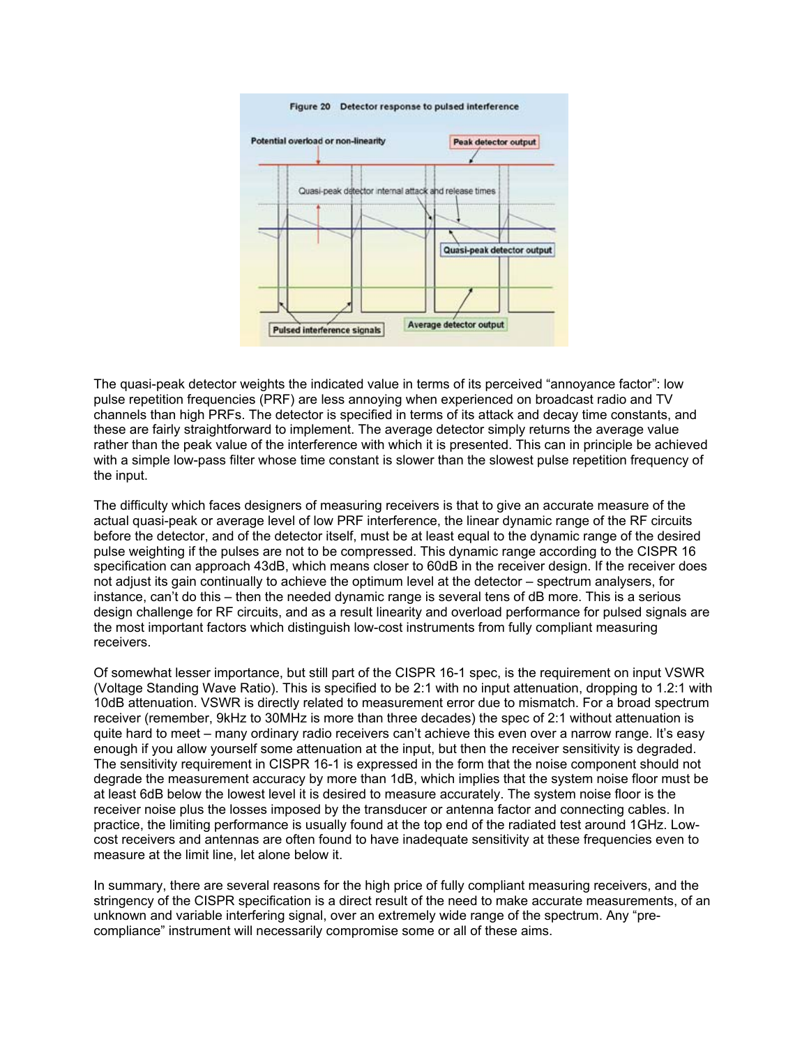Figure 20 Detector response to pulsed interference

The quasi-peak detector weights the indicated value in terms of its perceived “annoyance factor”: low pulse repetition frequencies (PRF) are less annoying when experienced on broadcast radio and TV channels than high PRFs. The detector is specified in terms of its attack and decay time constants, and these are fairly straightforward to implement. The average detector simply returns the average value rather than the peak value of the interference with which it is presented. This can in principle be achieved with a simple low-pass filter whose time constant is slower than the slowest pulse repetition frequency of the input.

The difficulty which faces designers of measuring receivers is that to give an accurate measure of the actual quasi-peak or average level of low PRF interference, the linear dynamic range of the RF circuits before the detector, and of the detector itself, must be at least equal to the dynamic range of the desired pulse weighting if the pulses are not to be compressed. This dynamic range according to the CISPR 16 specification can approach 43dB, which means closer to 60dB in the receiver design. If the receiver does not adjust its gain continually to achieve the optimum level at the detector – spectrum analysers, for instance, can’t do this – then the needed dynamic range is several tens of dB more. This is a serious design challenge for RF circuits, and as a result linearity and overload performance for pulsed signals are the most important factors which distinguish low-cost instruments from fully compliant measuring receivers.

Of somewhat lesser importance, but still part of the CISPR 16-1 spec, is the requirement on input VSWR (Voltage Standing Wave Ratio). This is specified to be 2:1 with no input attenuation, dropping to 1.2:1 with 10dB attenuation. VSWR is directly related to measurement error due to mismatch. For a broad spectrum receiver (remember, 9kHz to 30MHz is more than three decades) the spec of 2:1 without attenuation is quite hard to meet – many ordinary radio receivers can’t achieve this even over a narrow range. It’s easy enough if you allow yourself some attenuation at the input, but then the receiver sensitivity is degraded. The sensitivity requirement in CISPR 16-1 is expressed in the form that the noise component should not degrade the measurement accuracy by more than 1dB, which implies that the system noise floor must be at least 6dB below the lowest level it is desired to measure accurately. The system noise floor is the receiver noise plus the losses imposed by the transducer or antenna factor and connecting cables. In practice, the limiting performance is usually found at the top end of the radiated test around 1GHz. Low-cost receivers and antennas are often found to have inadequate sensitivity at these frequencies even to measure at the limit line, let alone below it.

In summary, there are several reasons for the high price of fully compliant measuring receivers, and the stringency of the CISPR specification is a direct result of the need to make accurate measurements, of an unknown and variable interfering signal, over an extremely wide range of the spectrum. Any “pre-compliance” instrument will necessarily compromise some or all of these aims.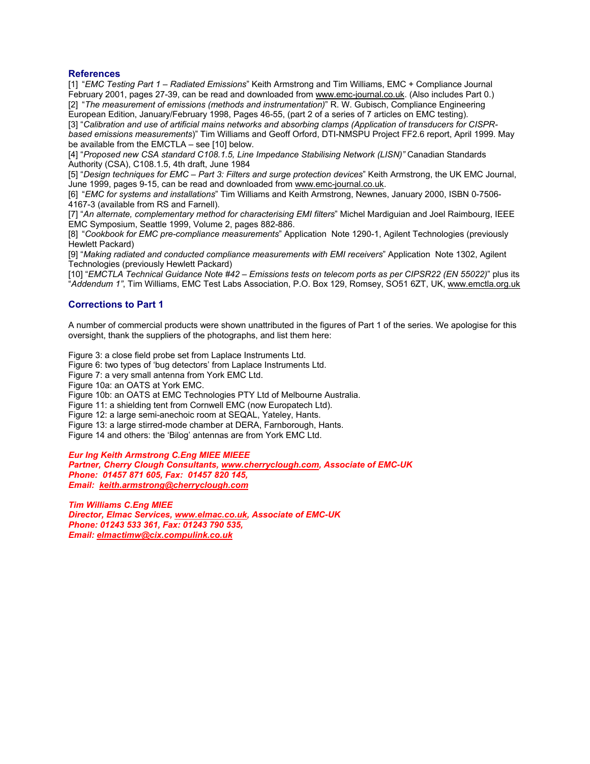## References

[1] "*EMC Testing Part 1 – Radiated Emissions*" Keith Armstrong and Tim Williams, EMC + Compliance Journal February 2001, pages 27-39, can be read and downloaded from www.emc-journal.co.uk. (Also includes Part 0.)
[2] "*The measurement of emissions (methods and instrumentation)*" R. W. Gubisch, Compliance Engineering European Edition, January/February 1998, Pages 46-55, (part 2 of a series of 7 articles on EMC testing).
[3] "*Calibration and use of artificial mains networks and absorbing clamps (Application of transducers for CISPR-based emissions measurements*)" Tim Williams and Geoff Orford, DTI-NMSPU Project FF2.6 report, April 1999. May be available from the EMCTLA – see [10] below.
[4] "*Proposed new CSA standard C108.1.5, Line Impedance Stabilising Network (LISN)"* Canadian Standards Authority (CSA), C108.1.5, 4th draft, June 1984
[5] "*Design techniques for EMC – Part 3: Filters and surge protection devices*" Keith Armstrong, the UK EMC Journal, June 1999, pages 9-15, can be read and downloaded from www.emc-journal.co.uk.
[6] "*EMC for systems and installations*" Tim Williams and Keith Armstrong, Newnes, January 2000, ISBN 0-7506-4167-3 (available from RS and Farnell).
[7] "*An alternate, complementary method for characterising EMI filters*" Michel Mardiguian and Joel Raimbourg, IEEE EMC Symposium, Seattle 1999, Volume 2, pages 882-886.
[8] "*Cookbook for EMC pre-compliance measurements*" Application Note 1290-1, Agilent Technologies (previously Hewlett Packard)
[9] "*Making radiated and conducted compliance measurements with EMI receivers*" Application Note 1302, Agilent Technologies (previously Hewlett Packard)
[10] "*EMCTLA Technical Guidance Note #42 – Emissions tests on telecom ports as per CIPSR22 (EN 55022)*" plus its "*Addendum 1"*, Tim Williams, EMC Test Labs Association, P.O. Box 129, Romsey, SO51 6ZT, UK, www.emctla.org.uk

## Corrections to Part 1

A number of commercial products were shown unattributed in the figures of Part 1 of the series. We apologise for this oversight, thank the suppliers of the photographs, and list them here:

Figure 3: a close field probe set from Laplace Instruments Ltd.
Figure 6: two types of 'bug detectors' from Laplace Instruments Ltd.
Figure 7: a very small antenna from York EMC Ltd.
Figure 10a: an OATS at York EMC.
Figure 10b: an OATS at EMC Technologies PTY Ltd of Melbourne Australia.
Figure 11: a shielding tent from Cornwell EMC (now Europatech Ltd).
Figure 12: a large semi-anechoic room at SEQAL, Yateley, Hants.
Figure 13: a large stirred-mode chamber at DERA, Farnborough, Hants.
Figure 14 and others: the 'Bilog' antennas are from York EMC Ltd.

***Eur Ing Keith Armstrong C.Eng MIEE MIEEE***
***Partner, Cherry Clough Consultants, www.cherryclough.com, Associate of EMC-UK***
***Phone: 01457 871 605, Fax: 01457 820 145,***
***Email: keith.armstrong@cherryclough.com***

***Tim Williams C.Eng MIEE***
***Director, Elmac Services, www.elmac.co.uk, Associate of EMC-UK***
***Phone: 01243 533 361, Fax: 01243 790 535,***
***Email: elmactimw@cix.compulink.co.uk***